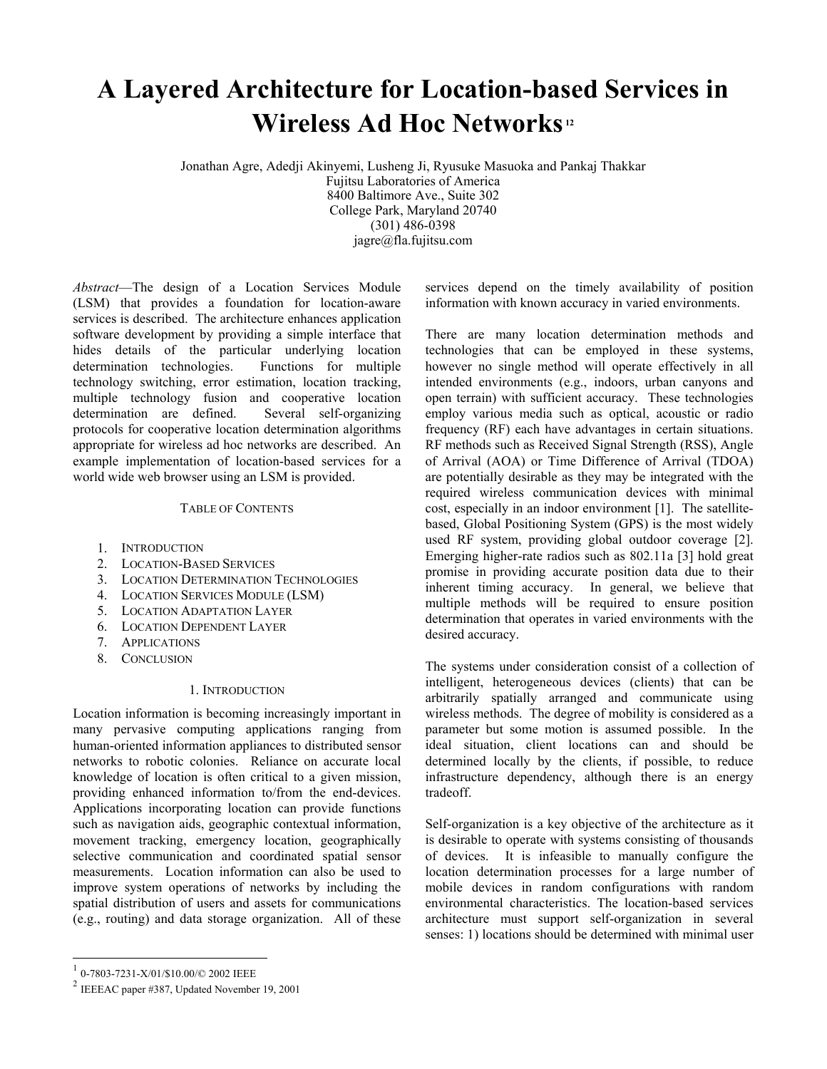# A Layered Architecture for Location-based Services in Wireless Ad Hoc Networks [1,2]

Jonathan Agre, Adedji Akinyemi, Lusheng Ji, Ryusuke Masuoka and Pankaj Thakkar
Fujitsu Laboratories of America
8400 Baltimore Ave., Suite 302
College Park, Maryland 20740
(301) 486-0398
jagre@fla.fujitsu.com

*Abstract*—The design of a Location Services Module (LSM) that provides a foundation for location-aware services is described. The architecture enhances application software development by providing a simple interface that hides details of the particular underlying location determination technologies. Functions for multiple technology switching, error estimation, location tracking, multiple technology fusion and cooperative location determination are defined. Several self-organizing protocols for cooperative location determination algorithms appropriate for wireless ad hoc networks are described. An example implementation of location-based services for a world wide web browser using an LSM is provided.

TABLE OF CONTENTS

1. INTRODUCTION
2. LOCATION-BASED SERVICES
3. LOCATION DETERMINATION TECHNOLOGIES
4. LOCATION SERVICES MODULE (LSM)
5. LOCATION ADAPTATION LAYER
6. LOCATION DEPENDENT LAYER
7. APPLICATIONS
8. CONCLUSION

## 1. INTRODUCTION

Location information is becoming increasingly important in many pervasive computing applications ranging from human-oriented information appliances to distributed sensor networks to robotic colonies. Reliance on accurate local knowledge of location is often critical to a given mission, providing enhanced information to/from the end-devices. Applications incorporating location can provide functions such as navigation aids, geographic contextual information, movement tracking, emergency location, geographically selective communication and coordinated spatial sensor measurements. Location information can also be used to improve system operations of networks by including the spatial distribution of users and assets for communications (e.g., routing) and data storage organization. All of these services depend on the timely availability of position information with known accuracy in varied environments.

There are many location determination methods and technologies that can be employed in these systems, however no single method will operate effectively in all intended environments (e.g., indoors, urban canyons and open terrain) with sufficient accuracy. These technologies employ various media such as optical, acoustic or radio frequency (RF) each have advantages in certain situations. RF methods such as Received Signal Strength (RSS), Angle of Arrival (AOA) or Time Difference of Arrival (TDOA) are potentially desirable as they may be integrated with the required wireless communication devices with minimal cost, especially in an indoor environment [1]. The satellite-based, Global Positioning System (GPS) is the most widely used RF system, providing global outdoor coverage [2]. Emerging higher-rate radios such as 802.11a [3] hold great promise in providing accurate position data due to their inherent timing accuracy. In general, we believe that multiple methods will be required to ensure position determination that operates in varied environments with the desired accuracy.

The systems under consideration consist of a collection of intelligent, heterogeneous devices (clients) that can be arbitrarily spatially arranged and communicate using wireless methods. The degree of mobility is considered as a parameter but some motion is assumed possible. In the ideal situation, client locations can and should be determined locally by the clients, if possible, to reduce infrastructure dependency, although there is an energy tradeoff.

Self-organization is a key objective of the architecture as it is desirable to operate with systems consisting of thousands of devices. It is infeasible to manually configure the location determination processes for a large number of mobile devices in random configurations with random environmental characteristics. The location-based services architecture must support self-organization in several senses: 1) locations should be determined with minimal user

---

[1] 0-7803-7231-X/01/$10.00/© 2002 IEEE

[2] IEEEAC paper #387, Updated November 19, 2001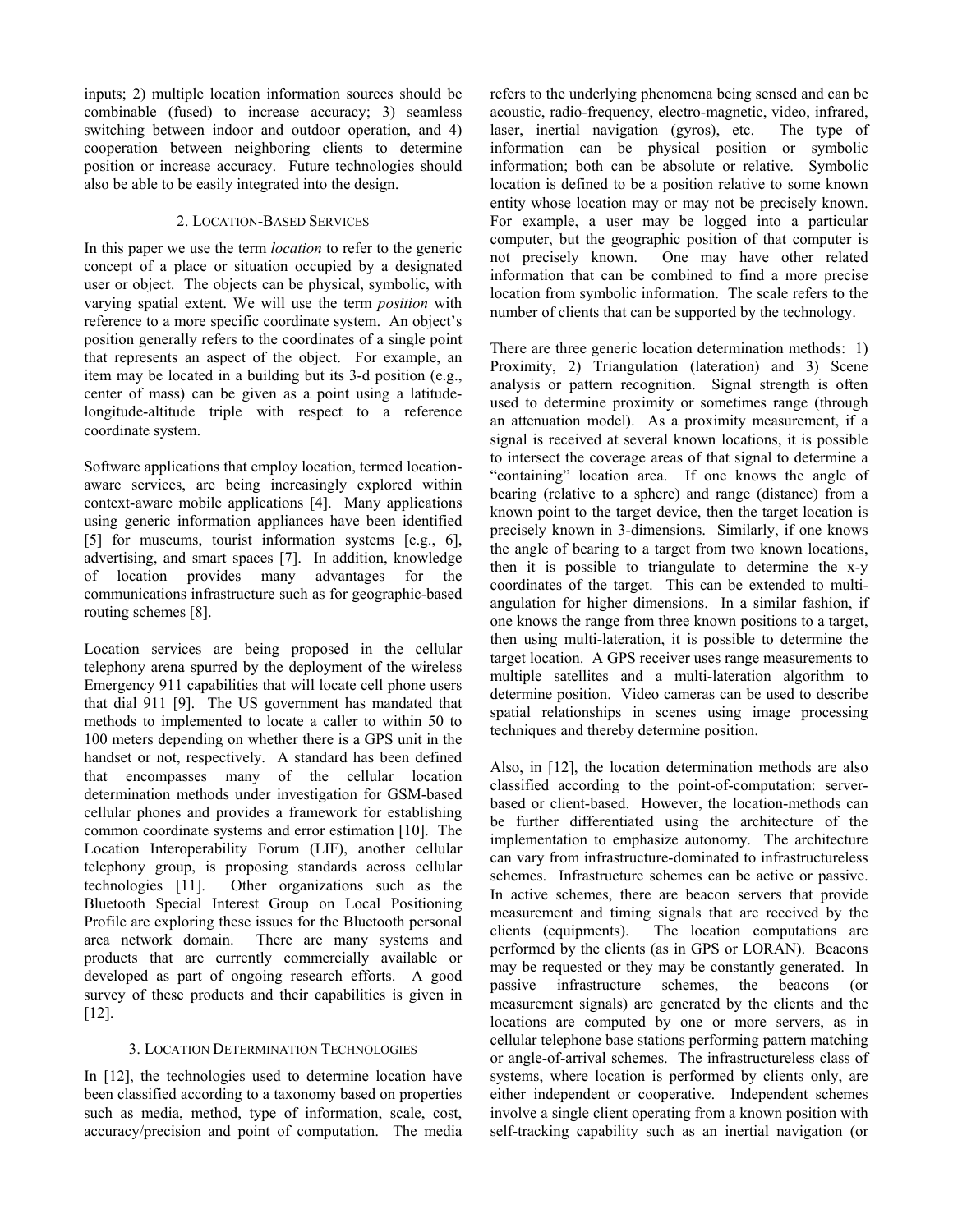inputs; 2) multiple location information sources should be combinable (fused) to increase accuracy; 3) seamless switching between indoor and outdoor operation, and 4) cooperation between neighboring clients to determine position or increase accuracy. Future technologies should also be able to be easily integrated into the design.

## 2. Location-Based Services

In this paper we use the term *location* to refer to the generic concept of a place or situation occupied by a designated user or object. The objects can be physical, symbolic, with varying spatial extent. We will use the term *position* with reference to a more specific coordinate system. An object's position generally refers to the coordinates of a single point that represents an aspect of the object. For example, an item may be located in a building but its 3-d position (e.g., center of mass) can be given as a point using a latitude-longitude-altitude triple with respect to a reference coordinate system.

Software applications that employ location, termed location-aware services, are being increasingly explored within context-aware mobile applications [4]. Many applications using generic information appliances have been identified [5] for museums, tourist information systems [e.g., 6], advertising, and smart spaces [7]. In addition, knowledge of location provides many advantages for the communications infrastructure such as for geographic-based routing schemes [8].

Location services are being proposed in the cellular telephony arena spurred by the deployment of the wireless Emergency 911 capabilities that will locate cell phone users that dial 911 [9]. The US government has mandated that methods to implemented to locate a caller to within 50 to 100 meters depending on whether there is a GPS unit in the handset or not, respectively. A standard has been defined that encompasses many of the cellular location determination methods under investigation for GSM-based cellular phones and provides a framework for establishing common coordinate systems and error estimation [10]. The Location Interoperability Forum (LIF), another cellular telephony group, is proposing standards across cellular technologies [11]. Other organizations such as the Bluetooth Special Interest Group on Local Positioning Profile are exploring these issues for the Bluetooth personal area network domain. There are many systems and products that are currently commercially available or developed as part of ongoing research efforts. A good survey of these products and their capabilities is given in [12].

## 3. Location Determination Technologies

In [12], the technologies used to determine location have been classified according to a taxonomy based on properties such as media, method, type of information, scale, cost, accuracy/precision and point of computation. The media refers to the underlying phenomena being sensed and can be acoustic, radio-frequency, electro-magnetic, video, infrared, laser, inertial navigation (gyros), etc. The type of information can be physical position or symbolic information; both can be absolute or relative. Symbolic location is defined to be a position relative to some known entity whose location may or may not be precisely known. For example, a user may be logged into a particular computer, but the geographic position of that computer is not precisely known. One may have other related information that can be combined to find a more precise location from symbolic information. The scale refers to the number of clients that can be supported by the technology.

There are three generic location determination methods: 1) Proximity, 2) Triangulation (lateration) and 3) Scene analysis or pattern recognition. Signal strength is often used to determine proximity or sometimes range (through an attenuation model). As a proximity measurement, if a signal is received at several known locations, it is possible to intersect the coverage areas of that signal to determine a "containing" location area. If one knows the angle of bearing (relative to a sphere) and range (distance) from a known point to the target device, then the target location is precisely known in 3-dimensions. Similarly, if one knows the angle of bearing to a target from two known locations, then it is possible to triangulate to determine the x-y coordinates of the target. This can be extended to multi-angulation for higher dimensions. In a similar fashion, if one knows the range from three known positions to a target, then using multi-lateration, it is possible to determine the target location. A GPS receiver uses range measurements to multiple satellites and a multi-lateration algorithm to determine position. Video cameras can be used to describe spatial relationships in scenes using image processing techniques and thereby determine position.

Also, in [12], the location determination methods are also classified according to the point-of-computation: server-based or client-based. However, the location-methods can be further differentiated using the architecture of the implementation to emphasize autonomy. The architecture can vary from infrastructure-dominated to infrastructureless schemes. Infrastructure schemes can be active or passive. In active schemes, there are beacon servers that provide measurement and timing signals that are received by the clients (equipments). The location computations are performed by the clients (as in GPS or LORAN). Beacons may be requested or they may be constantly generated. In passive infrastructure schemes, the beacons (or measurement signals) are generated by the clients and the locations are computed by one or more servers, as in cellular telephone base stations performing pattern matching or angle-of-arrival schemes. The infrastructureless class of systems, where location is performed by clients only, are either independent or cooperative. Independent schemes involve a single client operating from a known position with self-tracking capability such as an inertial navigation (or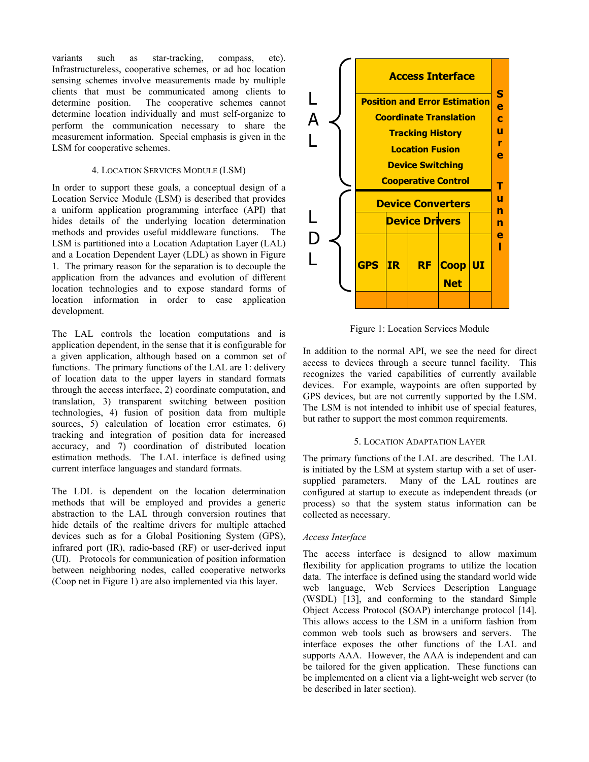variants such as star-tracking, compass, etc). Infrastructureless, cooperative schemes, or ad hoc location sensing schemes involve measurements made by multiple clients that must be communicated among clients to determine position. The cooperative schemes cannot determine location individually and must self-organize to perform the communication necessary to share the measurement information. Special emphasis is given in the LSM for cooperative schemes.

## 4. Location Services Module (LSM)

In order to support these goals, a conceptual design of a Location Service Module (LSM) is described that provides a uniform application programming interface (API) that hides details of the underlying location determination methods and provides useful middleware functions. The LSM is partitioned into a Location Adaptation Layer (LAL) and a Location Dependent Layer (LDL) as shown in Figure 1. The primary reason for the separation is to decouple the application from the advances and evolution of different location technologies and to expose standard forms of location information in order to ease application development.

The LAL controls the location computations and is application dependent, in the sense that it is configurable for a given application, although based on a common set of functions. The primary functions of the LAL are 1: delivery of location data to the upper layers in standard formats through the access interface, 2) coordinate computation, and translation, 3) transparent switching between position technologies, 4) fusion of position data from multiple sources, 5) calculation of location error estimates, 6) tracking and integration of position data for increased accuracy, and 7) coordination of distributed location estimation methods. The LAL interface is defined using current interface languages and standard formats.

The LDL is dependent on the location determination methods that will be employed and provides a generic abstraction to the LAL through conversion routines that hide details of the realtime drivers for multiple attached devices such as for a Global Positioning System (GPS), infrared port (IR), radio-based (RF) or user-derived input (UI). Protocols for communication of position information between neighboring nodes, called cooperative networks (Coop net in Figure 1) are also implemented via this layer.

| | Access Interface | | | | | Secure Tunnel |
|---|---|---|---|---|---|---|
| LAL | Position and Error Estimation | | | | | |
| | Coordinate Translation | | | | | |
| | Tracking History | | | | | |
| | Location Fusion | | | | | |
| | Device Switching | | | | | |
| | Cooperative Control | | | | | |
| LDL | Device Converters | | | | | |
| | Device Drivers | | | | | |
| | GPS | IR | RF | Coop Net | UI | |

Figure 1: Location Services Module

In addition to the normal API, we see the need for direct access to devices through a secure tunnel facility. This recognizes the varied capabilities of currently available devices. For example, waypoints are often supported by GPS devices, but are not currently supported by the LSM. The LSM is not intended to inhibit use of special features, but rather to support the most common requirements.

## 5. Location Adaptation Layer

The primary functions of the LAL are described. The LAL is initiated by the LSM at system startup with a set of user-supplied parameters. Many of the LAL routines are configured at startup to execute as independent threads (or process) so that the system status information can be collected as necessary.

### *Access Interface*

The access interface is designed to allow maximum flexibility for application programs to utilize the location data. The interface is defined using the standard world wide web language, Web Services Description Language (WSDL) [13], and conforming to the standard Simple Object Access Protocol (SOAP) interchange protocol [14]. This allows access to the LSM in a uniform fashion from common web tools such as browsers and servers. The interface exposes the other functions of the LAL and supports AAA. However, the AAA is independent and can be tailored for the given application. These functions can be implemented on a client via a light-weight web server (to be described in later section).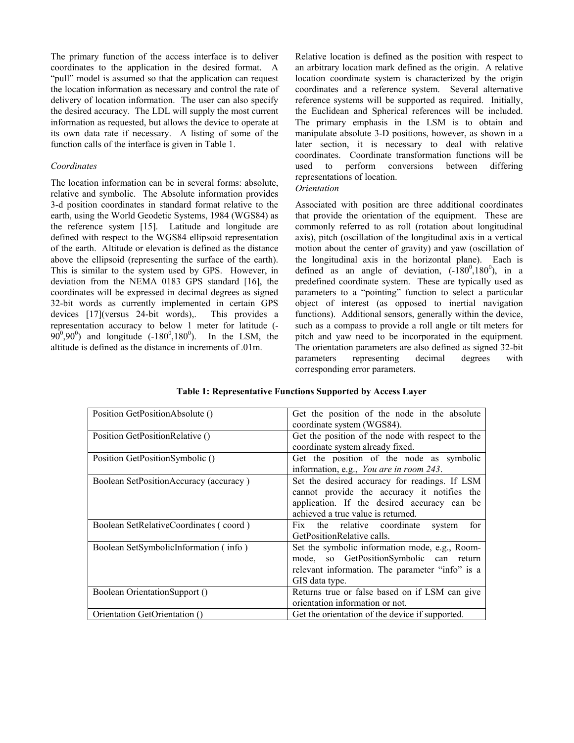The primary function of the access interface is to deliver coordinates to the application in the desired format. A "pull" model is assumed so that the application can request the location information as necessary and control the rate of delivery of location information. The user can also specify the desired accuracy. The LDL will supply the most current information as requested, but allows the device to operate at its own data rate if necessary. A listing of some of the function calls of the interface is given in Table 1.

*Coordinates*

The location information can be in several forms: absolute, relative and symbolic. The Absolute information provides 3-d position coordinates in standard format relative to the earth, using the World Geodetic Systems, 1984 (WGS84) as the reference system [15]. Latitude and longitude are defined with respect to the WGS84 ellipsoid representation of the earth. Altitude or elevation is defined as the distance above the ellipsoid (representing the surface of the earth). This is similar to the system used by GPS. However, in deviation from the NEMA 0183 GPS standard [16], the coordinates will be expressed in decimal degrees as signed 32-bit words as currently implemented in certain GPS devices [17](versus 24-bit words),. This provides a representation accuracy to below 1 meter for latitude ($-90^0, 90^0$) and longitude ($-180^0, 180^0$). In the LSM, the altitude is defined as the distance in increments of .01m.

Relative location is defined as the position with respect to an arbitrary location mark defined as the origin. A relative location coordinate system is characterized by the origin coordinates and a reference system. Several alternative reference systems will be supported as required. Initially, the Euclidean and Spherical references will be included. The primary emphasis in the LSM is to obtain and manipulate absolute 3-D positions, however, as shown in a later section, it is necessary to deal with relative coordinates. Coordinate transformation functions will be used to perform conversions between differing representations of location.

*Orientation*

Associated with position are three additional coordinates that provide the orientation of the equipment. These are commonly referred to as roll (rotation about longitudinal axis), pitch (oscillation of the longitudinal axis in a vertical motion about the center of gravity) and yaw (oscillation of the longitudinal axis in the horizontal plane). Each is defined as an angle of deviation, ($-180^0, 180^0$), in a predefined coordinate system. These are typically used as parameters to a "pointing" function to select a particular object of interest (as opposed to inertial navigation functions). Additional sensors, generally within the device, such as a compass to provide a roll angle or tilt meters for pitch and yaw need to be incorporated in the equipment. The orientation parameters are also defined as signed 32-bit parameters representing decimal degrees with corresponding error parameters.

**Table 1: Representative Functions Supported by Access Layer**

| Function | Description |
|---|---|
| Position GetPositionAbsolute () | Get the position of the node in the absolute coordinate system (WGS84). |
| Position GetPositionRelative () | Get the position of the node with respect to the coordinate system already fixed. |
| Position GetPositionSymbolic () | Get the position of the node as symbolic information, e.g., *You are in room 243*. |
| Boolean SetPositionAccuracy (accuracy ) | Set the desired accuracy for readings. If LSM cannot provide the accuracy it notifies the application. If the desired accuracy can be achieved a true value is returned. |
| Boolean SetRelativeCoordinates ( coord ) | Fix the relative coordinate system for GetPositionRelative calls. |
| Boolean SetSymbolicInformation ( info ) | Set the symbolic information mode, e.g., Room-mode, so GetPositionSymbolic can return relevant information. The parameter "info" is a GIS data type. |
| Boolean OrientationSupport () | Returns true or false based on if LSM can give orientation information or not. |
| Orientation GetOrientation () | Get the orientation of the device if supported. |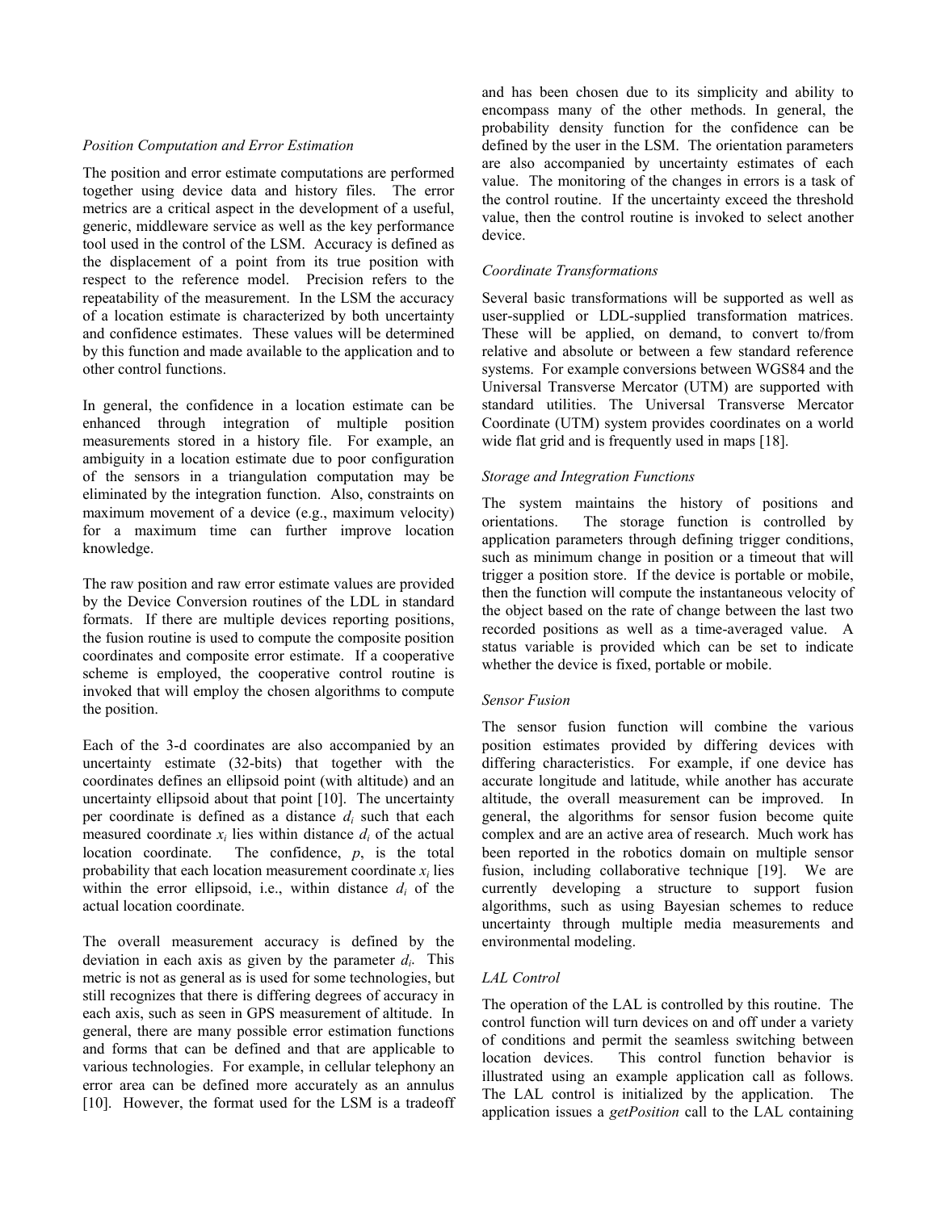### *Position Computation and Error Estimation*

The position and error estimate computations are performed together using device data and history files. The error metrics are a critical aspect in the development of a useful, generic, middleware service as well as the key performance tool used in the control of the LSM. Accuracy is defined as the displacement of a point from its true position with respect to the reference model. Precision refers to the repeatability of the measurement. In the LSM the accuracy of a location estimate is characterized by both uncertainty and confidence estimates. These values will be determined by this function and made available to the application and to other control functions.

In general, the confidence in a location estimate can be enhanced through integration of multiple position measurements stored in a history file. For example, an ambiguity in a location estimate due to poor configuration of the sensors in a triangulation computation may be eliminated by the integration function. Also, constraints on maximum movement of a device (e.g., maximum velocity) for a maximum time can further improve location knowledge.

The raw position and raw error estimate values are provided by the Device Conversion routines of the LDL in standard formats. If there are multiple devices reporting positions, the fusion routine is used to compute the composite position coordinates and composite error estimate. If a cooperative scheme is employed, the cooperative control routine is invoked that will employ the chosen algorithms to compute the position.

Each of the 3-d coordinates are also accompanied by an uncertainty estimate (32-bits) that together with the coordinates defines an ellipsoid point (with altitude) and an uncertainty ellipsoid about that point [10]. The uncertainty per coordinate is defined as a distance $d_i$ such that each measured coordinate $x_i$ lies within distance $d_i$ of the actual location coordinate. The confidence, $p$, is the total probability that each location measurement coordinate $x_i$ lies within the error ellipsoid, i.e., within distance $d_i$ of the actual location coordinate.

The overall measurement accuracy is defined by the deviation in each axis as given by the parameter $d_i$. This metric is not as general as is used for some technologies, but still recognizes that there is differing degrees of accuracy in each axis, such as seen in GPS measurement of altitude. In general, there are many possible error estimation functions and forms that can be defined and that are applicable to various technologies. For example, in cellular telephony an error area can be defined more accurately as an annulus [10]. However, the format used for the LSM is a tradeoff and has been chosen due to its simplicity and ability to encompass many of the other methods. In general, the probability density function for the confidence can be defined by the user in the LSM. The orientation parameters are also accompanied by uncertainty estimates of each value. The monitoring of the changes in errors is a task of the control routine. If the uncertainty exceed the threshold value, then the control routine is invoked to select another device.

### *Coordinate Transformations*

Several basic transformations will be supported as well as user-supplied or LDL-supplied transformation matrices. These will be applied, on demand, to convert to/from relative and absolute or between a few standard reference systems. For example conversions between WGS84 and the Universal Transverse Mercator (UTM) are supported with standard utilities. The Universal Transverse Mercator Coordinate (UTM) system provides coordinates on a world wide flat grid and is frequently used in maps [18].

### *Storage and Integration Functions*

The system maintains the history of positions and orientations. The storage function is controlled by application parameters through defining trigger conditions, such as minimum change in position or a timeout that will trigger a position store. If the device is portable or mobile, then the function will compute the instantaneous velocity of the object based on the rate of change between the last two recorded positions as well as a time-averaged value. A status variable is provided which can be set to indicate whether the device is fixed, portable or mobile.

### *Sensor Fusion*

The sensor fusion function will combine the various position estimates provided by differing devices with differing characteristics. For example, if one device has accurate longitude and latitude, while another has accurate altitude, the overall measurement can be improved. In general, the algorithms for sensor fusion become quite complex and are an active area of research. Much work has been reported in the robotics domain on multiple sensor fusion, including collaborative technique [19]. We are currently developing a structure to support fusion algorithms, such as using Bayesian schemes to reduce uncertainty through multiple media measurements and environmental modeling.

### *LAL Control*

The operation of the LAL is controlled by this routine. The control function will turn devices on and off under a variety of conditions and permit the seamless switching between location devices. This control function behavior is illustrated using an example application call as follows. The LAL control is initialized by the application. The application issues a *getPosition* call to the LAL containing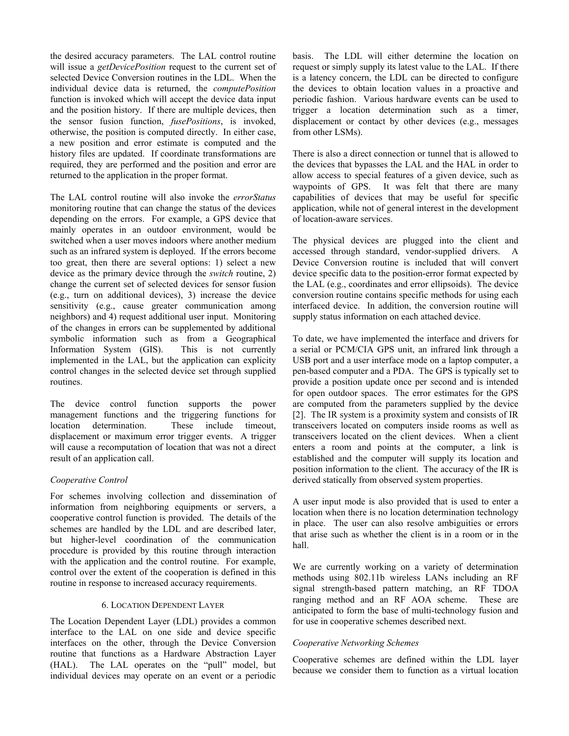the desired accuracy parameters. The LAL control routine will issue a *getDevicePosition* request to the current set of selected Device Conversion routines in the LDL. When the individual device data is returned, the *computePosition* function is invoked which will accept the device data input and the position history. If there are multiple devices, then the sensor fusion function, *fusePositions*, is invoked, otherwise, the position is computed directly. In either case, a new position and error estimate is computed and the history files are updated. If coordinate transformations are required, they are performed and the position and error are returned to the application in the proper format.

The LAL control routine will also invoke the *errorStatus* monitoring routine that can change the status of the devices depending on the errors. For example, a GPS device that mainly operates in an outdoor environment, would be switched when a user moves indoors where another medium such as an infrared system is deployed. If the errors become too great, then there are several options: 1) select a new device as the primary device through the *switch* routine, 2) change the current set of selected devices for sensor fusion (e.g., turn on additional devices), 3) increase the device sensitivity (e.g., cause greater communication among neighbors) and 4) request additional user input. Monitoring of the changes in errors can be supplemented by additional symbolic information such as from a Geographical Information System (GIS). This is not currently implemented in the LAL, but the application can explicity control changes in the selected device set through supplied routines.

The device control function supports the power management functions and the triggering functions for location determination. These include timeout, displacement or maximum error trigger events. A trigger will cause a recomputation of location that was not a direct result of an application call.

*Cooperative Control*

For schemes involving collection and dissemination of information from neighboring equipments or servers, a cooperative control function is provided. The details of the schemes are handled by the LDL and are described later, but higher-level coordination of the communication procedure is provided by this routine through interaction with the application and the control routine. For example, control over the extent of the cooperation is defined in this routine in response to increased accuracy requirements.

## 6. Location Dependent Layer

The Location Dependent Layer (LDL) provides a common interface to the LAL on one side and device specific interfaces on the other, through the Device Conversion routine that functions as a Hardware Abstraction Layer (HAL). The LAL operates on the "pull" model, but individual devices may operate on an event or a periodic basis. The LDL will either determine the location on request or simply supply its latest value to the LAL. If there is a latency concern, the LDL can be directed to configure the devices to obtain location values in a proactive and periodic fashion. Various hardware events can be used to trigger a location determination such as a timer, displacement or contact by other devices (e.g., messages from other LSMs).

There is also a direct connection or tunnel that is allowed to the devices that bypasses the LAL and the HAL in order to allow access to special features of a given device, such as waypoints of GPS. It was felt that there are many capabilities of devices that may be useful for specific application, while not of general interest in the development of location-aware services.

The physical devices are plugged into the client and accessed through standard, vendor-supplied drivers. A Device Conversion routine is included that will convert device specific data to the position-error format expected by the LAL (e.g., coordinates and error ellipsoids). The device conversion routine contains specific methods for using each interfaced device. In addition, the conversion routine will supply status information on each attached device.

To date, we have implemented the interface and drivers for a serial or PCM/CIA GPS unit, an infrared link through a USB port and a user interface mode on a laptop computer, a pen-based computer and a PDA. The GPS is typically set to provide a position update once per second and is intended for open outdoor spaces. The error estimates for the GPS are computed from the parameters supplied by the device [2]. The IR system is a proximity system and consists of IR transceivers located on computers inside rooms as well as transceivers located on the client devices. When a client enters a room and points at the computer, a link is established and the computer will supply its location and position information to the client. The accuracy of the IR is derived statically from observed system properties.

A user input mode is also provided that is used to enter a location when there is no location determination technology in place. The user can also resolve ambiguities or errors that arise such as whether the client is in a room or in the hall.

We are currently working on a variety of determination methods using 802.11b wireless LANs including an RF signal strength-based pattern matching, an RF TDOA ranging method and an RF AOA scheme. These are anticipated to form the base of multi-technology fusion and for use in cooperative schemes described next.

*Cooperative Networking Schemes*

Cooperative schemes are defined within the LDL layer because we consider them to function as a virtual location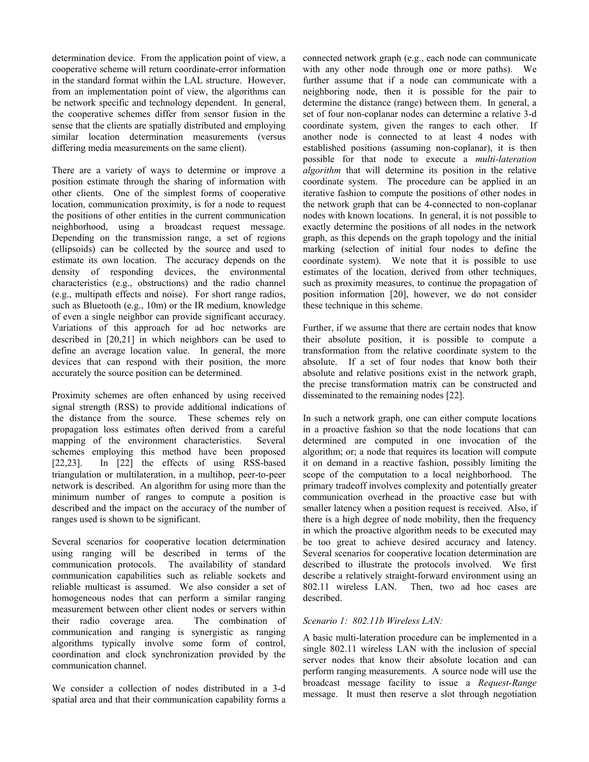determination device. From the application point of view, a cooperative scheme will return coordinate-error information in the standard format within the LAL structure. However, from an implementation point of view, the algorithms can be network specific and technology dependent. In general, the cooperative schemes differ from sensor fusion in the sense that the clients are spatially distributed and employing similar location determination measurements (versus differing media measurements on the same client).

There are a variety of ways to determine or improve a position estimate through the sharing of information with other clients. One of the simplest forms of cooperative location, communication proximity, is for a node to request the positions of other entities in the current communication neighborhood, using a broadcast request message. Depending on the transmission range, a set of regions (ellipsoids) can be collected by the source and used to estimate its own location. The accuracy depends on the density of responding devices, the environmental characteristics (e.g., obstructions) and the radio channel (e.g., multipath effects and noise). For short range radios, such as Bluetooth (e.g., 10m) or the IR medium, knowledge of even a single neighbor can provide significant accuracy. Variations of this approach for ad hoc networks are described in [20,21] in which neighbors can be used to define an average location value. In general, the more devices that can respond with their position, the more accurately the source position can be determined.

Proximity schemes are often enhanced by using received signal strength (RSS) to provide additional indications of the distance from the source. These schemes rely on propagation loss estimates often derived from a careful mapping of the environment characteristics. Several schemes employing this method have been proposed [22,23]. In [22] the effects of using RSS-based triangulation or multilateration, in a multihop, peer-to-peer network is described. An algorithm for using more than the minimum number of ranges to compute a position is described and the impact on the accuracy of the number of ranges used is shown to be significant.

Several scenarios for cooperative location determination using ranging will be described in terms of the communication protocols. The availability of standard communication capabilities such as reliable sockets and reliable multicast is assumed. We also consider a set of homogeneous nodes that can perform a similar ranging measurement between other client nodes or servers within their radio coverage area. The combination of communication and ranging is synergistic as ranging algorithms typically involve some form of control, coordination and clock synchronization provided by the communication channel.

We consider a collection of nodes distributed in a 3-d spatial area and that their communication capability forms a connected network graph (e.g., each node can communicate with any other node through one or more paths). We further assume that if a node can communicate with a neighboring node, then it is possible for the pair to determine the distance (range) between them. In general, a set of four non-coplanar nodes can determine a relative 3-d coordinate system, given the ranges to each other. If another node is connected to at least 4 nodes with established positions (assuming non-coplanar), it is then possible for that node to execute a *multi-lateration algorithm* that will determine its position in the relative coordinate system. The procedure can be applied in an iterative fashion to compute the positions of other nodes in the network graph that can be 4-connected to non-coplanar nodes with known locations. In general, it is not possible to exactly determine the positions of all nodes in the network graph, as this depends on the graph topology and the initial marking (selection of initial four nodes to define the coordinate system). We note that it is possible to use estimates of the location, derived from other techniques, such as proximity measures, to continue the propagation of position information [20], however, we do not consider these technique in this scheme.

Further, if we assume that there are certain nodes that know their absolute position, it is possible to compute a transformation from the relative coordinate system to the absolute. If a set of four nodes that know both their absolute and relative positions exist in the network graph, the precise transformation matrix can be constructed and disseminated to the remaining nodes [22].

In such a network graph, one can either compute locations in a proactive fashion so that the node locations that can determined are computed in one invocation of the algorithm; or; a node that requires its location will compute it on demand in a reactive fashion, possibly limiting the scope of the computation to a local neighborhood. The primary tradeoff involves complexity and potentially greater communication overhead in the proactive case but with smaller latency when a position request is received. Also, if there is a high degree of node mobility, then the frequency in which the proactive algorithm needs to be executed may be too great to achieve desired accuracy and latency. Several scenarios for cooperative location determination are described to illustrate the protocols involved. We first describe a relatively straight-forward environment using an 802.11 wireless LAN. Then, two ad hoc cases are described.

*Scenario 1: 802.11b Wireless LAN:*

A basic multi-lateration procedure can be implemented in a single 802.11 wireless LAN with the inclusion of special server nodes that know their absolute location and can perform ranging measurements. A source node will use the broadcast message facility to issue a *Request-Range* message. It must then reserve a slot through negotiation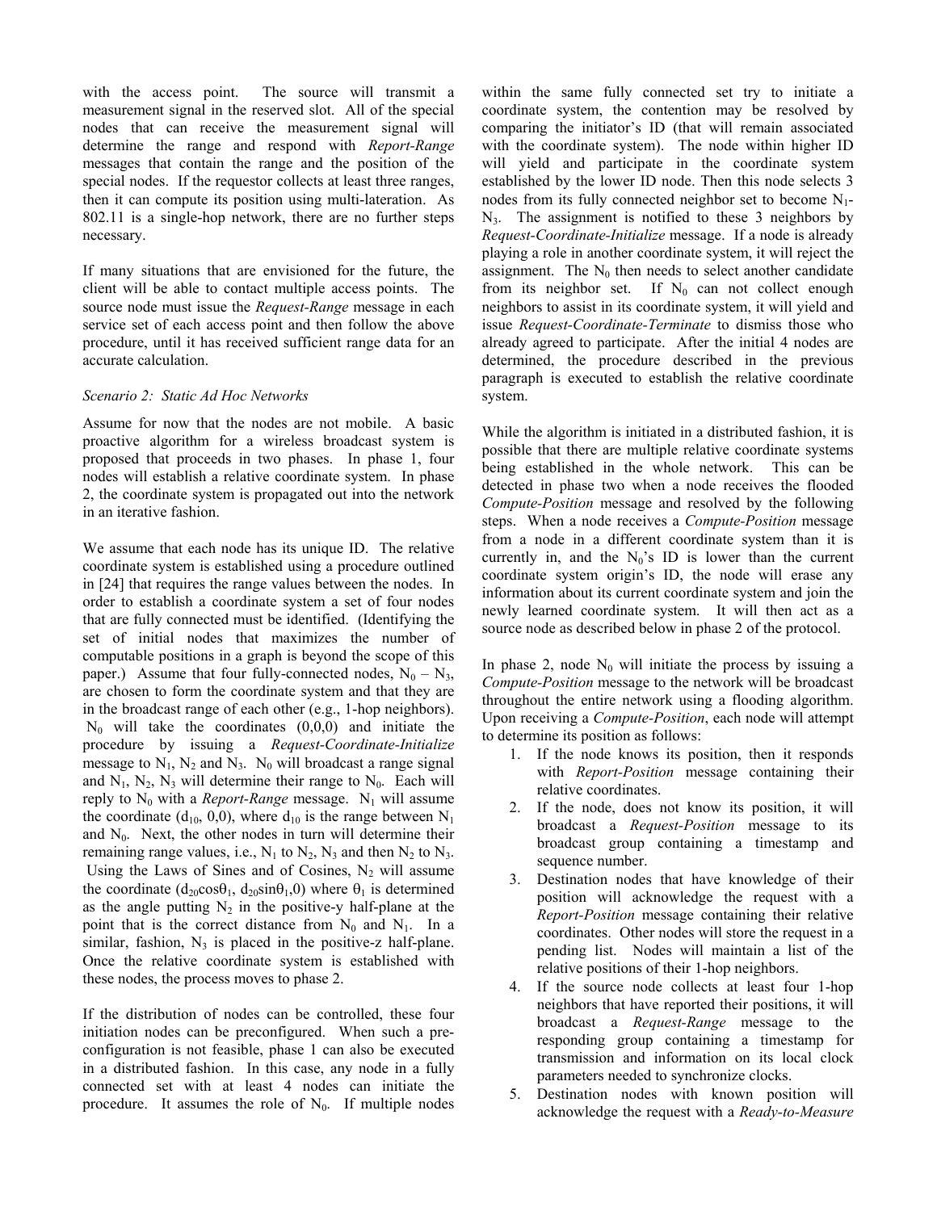with the access point. The source will transmit a measurement signal in the reserved slot. All of the special nodes that can receive the measurement signal will determine the range and respond with *Report-Range* messages that contain the range and the position of the special nodes. If the requestor collects at least three ranges, then it can compute its position using multi-lateration. As 802.11 is a single-hop network, there are no further steps necessary.

If many situations that are envisioned for the future, the client will be able to contact multiple access points. The source node must issue the *Request-Range* message in each service set of each access point and then follow the above procedure, until it has received sufficient range data for an accurate calculation.

*Scenario 2: Static Ad Hoc Networks*

Assume for now that the nodes are not mobile. A basic proactive algorithm for a wireless broadcast system is proposed that proceeds in two phases. In phase 1, four nodes will establish a relative coordinate system. In phase 2, the coordinate system is propagated out into the network in an iterative fashion.

We assume that each node has its unique ID. The relative coordinate system is established using a procedure outlined in [24] that requires the range values between the nodes. In order to establish a coordinate system a set of four nodes that are fully connected must be identified. (Identifying the set of initial nodes that maximizes the number of computable positions in a graph is beyond the scope of this paper.) Assume that four fully-connected nodes, $N_0 - N_3$, are chosen to form the coordinate system and that they are in the broadcast range of each other (e.g., 1-hop neighbors). $N_0$ will take the coordinates (0,0,0) and initiate the procedure by issuing a *Request-Coordinate-Initialize* message to $N_1$, $N_2$ and $N_3$. $N_0$ will broadcast a range signal and $N_1$, $N_2$, $N_3$ will determine their range to $N_0$. Each will reply to $N_0$ with a *Report-Range* message. $N_1$ will assume the coordinate $(d_{10}, 0,0)$, where $d_{10}$ is the range between $N_1$ and $N_0$. Next, the other nodes in turn will determine their remaining range values, i.e., $N_1$ to $N_2$, $N_3$ and then $N_2$ to $N_3$. Using the Laws of Sines and of Cosines, $N_2$ will assume the coordinate $(d_{20}\cos\theta_1, d_{20}\sin\theta_1, 0)$ where $\theta_1$ is determined as the angle putting $N_2$ in the positive-y half-plane at the point that is the correct distance from $N_0$ and $N_1$. In a similar, fashion, $N_3$ is placed in the positive-z half-plane. Once the relative coordinate system is established with these nodes, the process moves to phase 2.

If the distribution of nodes can be controlled, these four initiation nodes can be preconfigured. When such a pre-configuration is not feasible, phase 1 can also be executed in a distributed fashion. In this case, any node in a fully connected set with at least 4 nodes can initiate the procedure. It assumes the role of $N_0$. If multiple nodes within the same fully connected set try to initiate a coordinate system, the contention may be resolved by comparing the initiator's ID (that will remain associated with the coordinate system). The node within higher ID will yield and participate in the coordinate system established by the lower ID node. Then this node selects 3 nodes from its fully connected neighbor set to become $N_1$-$N_3$. The assignment is notified to these 3 neighbors by *Request-Coordinate-Initialize* message. If a node is already playing a role in another coordinate system, it will reject the assignment. The $N_0$ then needs to select another candidate from its neighbor set. If $N_0$ can not collect enough neighbors to assist in its coordinate system, it will yield and issue *Request-Coordinate-Terminate* to dismiss those who already agreed to participate. After the initial 4 nodes are determined, the procedure described in the previous paragraph is executed to establish the relative coordinate system.

While the algorithm is initiated in a distributed fashion, it is possible that there are multiple relative coordinate systems being established in the whole network. This can be detected in phase two when a node receives the flooded *Compute-Position* message and resolved by the following steps. When a node receives a *Compute-Position* message from a node in a different coordinate system than it is currently in, and the $N_0$'s ID is lower than the current coordinate system origin's ID, the node will erase any information about its current coordinate system and join the newly learned coordinate system. It will then act as a source node as described below in phase 2 of the protocol.

In phase 2, node $N_0$ will initiate the process by issuing a *Compute-Position* message to the network will be broadcast throughout the entire network using a flooding algorithm. Upon receiving a *Compute-Position*, each node will attempt to determine its position as follows:

1. If the node knows its position, then it responds with *Report-Position* message containing their relative coordinates.
2. If the node, does not know its position, it will broadcast a *Request-Position* message to its broadcast group containing a timestamp and sequence number.
3. Destination nodes that have knowledge of their position will acknowledge the request with a *Report-Position* message containing their relative coordinates. Other nodes will store the request in a pending list. Nodes will maintain a list of the relative positions of their 1-hop neighbors.
4. If the source node collects at least four 1-hop neighbors that have reported their positions, it will broadcast a *Request-Range* message to the responding group containing a timestamp for transmission and information on its local clock parameters needed to synchronize clocks.
5. Destination nodes with known position will acknowledge the request with a *Ready-to-Measure*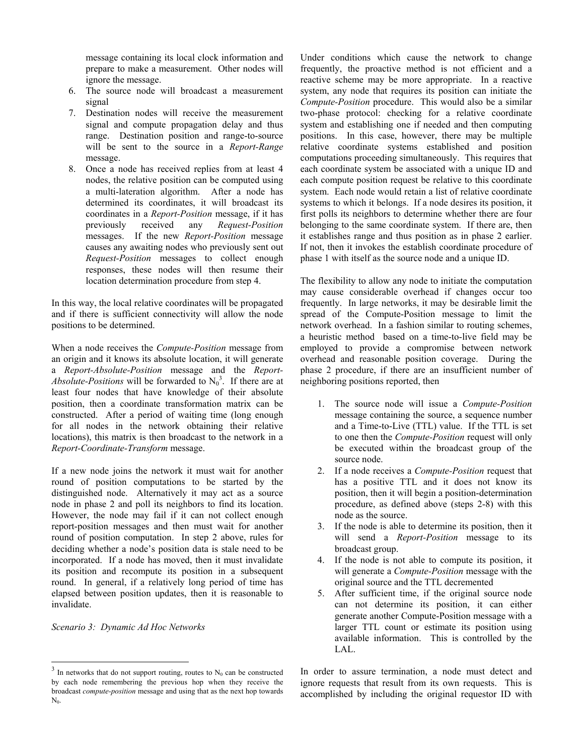message containing its local clock information and prepare to make a measurement. Other nodes will ignore the message.

6. The source node will broadcast a measurement signal
7. Destination nodes will receive the measurement signal and compute propagation delay and thus range. Destination position and range-to-source will be sent to the source in a *Report-Range* message.
8. Once a node has received replies from at least 4 nodes, the relative position can be computed using a multi-lateration algorithm. After a node has determined its coordinates, it will broadcast its coordinates in a *Report-Position* message, if it has previously received any *Request-Position* messages. If the new *Report-Position* message causes any awaiting nodes who previously sent out *Request-Position* messages to collect enough responses, these nodes will then resume their location determination procedure from step 4.

In this way, the local relative coordinates will be propagated and if there is sufficient connectivity will allow the node positions to be determined.

When a node receives the *Compute-Position* message from an origin and it knows its absolute location, it will generate a *Report-Absolute-Position* message and the *Report-Absolute-Positions* will be forwarded to $N_0$[3]. If there are at least four nodes that have knowledge of their absolute position, then a coordinate transformation matrix can be constructed. After a period of waiting time (long enough for all nodes in the network obtaining their relative locations), this matrix is then broadcast to the network in a *Report-Coordinate-Transform* message.

If a new node joins the network it must wait for another round of position computations to be started by the distinguished node. Alternatively it may act as a source node in phase 2 and poll its neighbors to find its location. However, the node may fail if it can not collect enough report-position messages and then must wait for another round of position computation. In step 2 above, rules for deciding whether a node's position data is stale need to be incorporated. If a node has moved, then it must invalidate its position and recompute its position in a subsequent round. In general, if a relatively long period of time has elapsed between position updates, then it is reasonable to invalidate.

*Scenario 3: Dynamic Ad Hoc Networks*

Under conditions which cause the network to change frequently, the proactive method is not efficient and a reactive scheme may be more appropriate. In a reactive system, any node that requires its position can initiate the *Compute-Position* procedure. This would also be a similar two-phase protocol: checking for a relative coordinate system and establishing one if needed and then computing positions. In this case, however, there may be multiple relative coordinate systems established and position computations proceeding simultaneously. This requires that each coordinate system be associated with a unique ID and each compute position request be relative to this coordinate system. Each node would retain a list of relative coordinate systems to which it belongs. If a node desires its position, it first polls its neighbors to determine whether there are four belonging to the same coordinate system. If there are, then it establishes range and thus position as in phase 2 earlier. If not, then it invokes the establish coordinate procedure of phase 1 with itself as the source node and a unique ID.

The flexibility to allow any node to initiate the computation may cause considerable overhead if changes occur too frequently. In large networks, it may be desirable limit the spread of the Compute-Position message to limit the network overhead. In a fashion similar to routing schemes, a heuristic method based on a time-to-live field may be employed to provide a compromise between network overhead and reasonable position coverage. During the phase 2 procedure, if there are an insufficient number of neighboring positions reported, then

1. The source node will issue a *Compute-Position* message containing the source, a sequence number and a Time-to-Live (TTL) value. If the TTL is set to one then the *Compute-Position* request will only be executed within the broadcast group of the source node.
2. If a node receives a *Compute-Position* request that has a positive TTL and it does not know its position, then it will begin a position-determination procedure, as defined above (steps 2-8) with this node as the source.
3. If the node is able to determine its position, then it will send a *Report-Position* message to its broadcast group.
4. If the node is not able to compute its position, it will generate a *Compute-Position* message with the original source and the TTL decremented
5. After sufficient time, if the original source node can not determine its position, it can either generate another Compute-Position message with a larger TTL count or estimate its position using available information. This is controlled by the LAL.

In order to assure termination, a node must detect and ignore requests that result from its own requests. This is accomplished by including the original requestor ID with

[3] In networks that do not support routing, routes to $N_0$ can be constructed by each node remembering the previous hop when they receive the broadcast *compute-position* message and using that as the next hop towards $N_0$.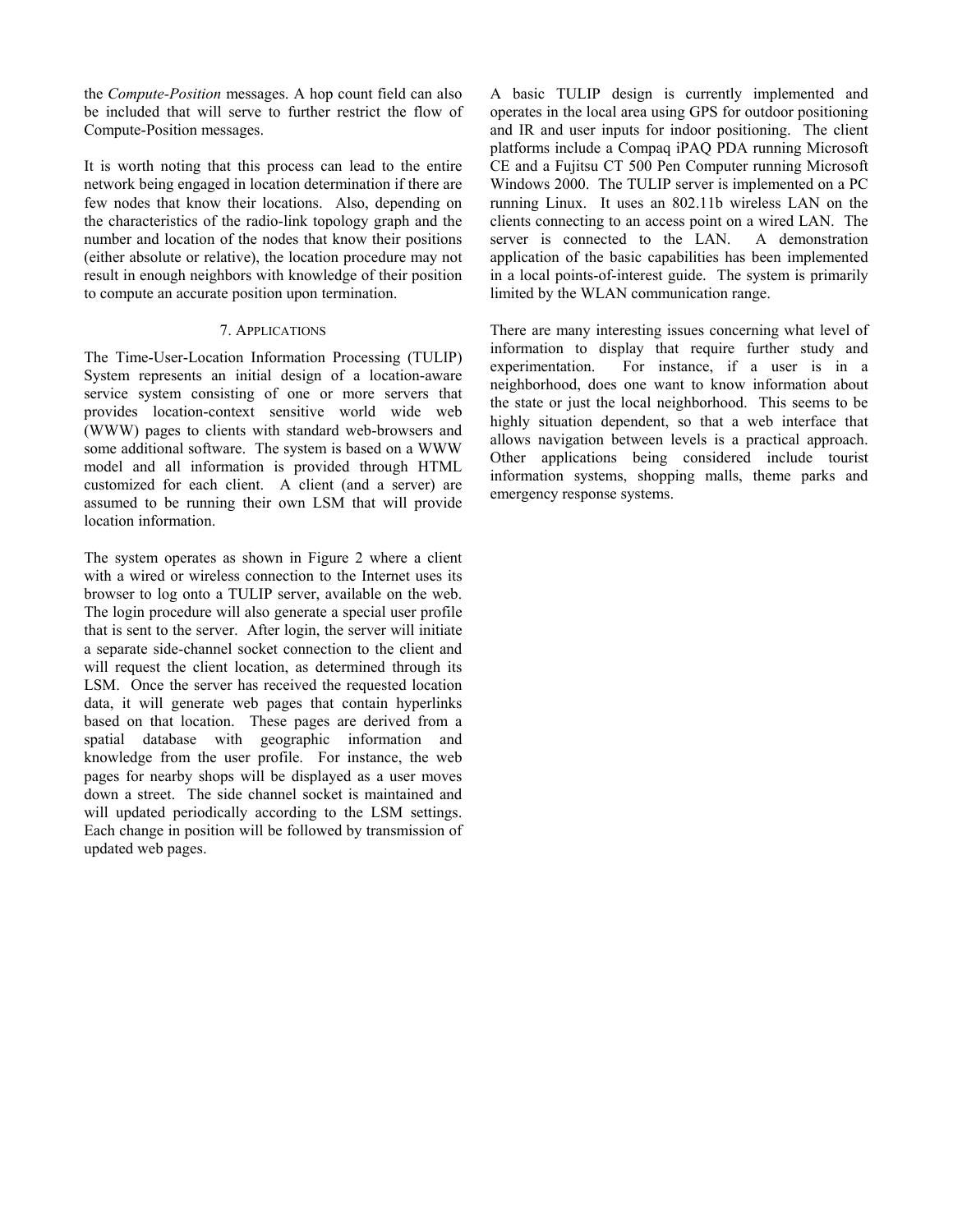the *Compute-Position* messages. A hop count field can also be included that will serve to further restrict the flow of Compute-Position messages.

It is worth noting that this process can lead to the entire network being engaged in location determination if there are few nodes that know their locations. Also, depending on the characteristics of the radio-link topology graph and the number and location of the nodes that know their positions (either absolute or relative), the location procedure may not result in enough neighbors with knowledge of their position to compute an accurate position upon termination.

## 7. Applications

The Time-User-Location Information Processing (TULIP) System represents an initial design of a location-aware service system consisting of one or more servers that provides location-context sensitive world wide web (WWW) pages to clients with standard web-browsers and some additional software. The system is based on a WWW model and all information is provided through HTML customized for each client. A client (and a server) are assumed to be running their own LSM that will provide location information.

The system operates as shown in Figure 2 where a client with a wired or wireless connection to the Internet uses its browser to log onto a TULIP server, available on the web. The login procedure will also generate a special user profile that is sent to the server. After login, the server will initiate a separate side-channel socket connection to the client and will request the client location, as determined through its LSM. Once the server has received the requested location data, it will generate web pages that contain hyperlinks based on that location. These pages are derived from a spatial database with geographic information and knowledge from the user profile. For instance, the web pages for nearby shops will be displayed as a user moves down a street. The side channel socket is maintained and will updated periodically according to the LSM settings. Each change in position will be followed by transmission of updated web pages.

A basic TULIP design is currently implemented and operates in the local area using GPS for outdoor positioning and IR and user inputs for indoor positioning. The client platforms include a Compaq iPAQ PDA running Microsoft CE and a Fujitsu CT 500 Pen Computer running Microsoft Windows 2000. The TULIP server is implemented on a PC running Linux. It uses an 802.11b wireless LAN on the clients connecting to an access point on a wired LAN. The server is connected to the LAN. A demonstration application of the basic capabilities has been implemented in a local points-of-interest guide. The system is primarily limited by the WLAN communication range.

There are many interesting issues concerning what level of information to display that require further study and experimentation. For instance, if a user is in a neighborhood, does one want to know information about the state or just the local neighborhood. This seems to be highly situation dependent, so that a web interface that allows navigation between levels is a practical approach. Other applications being considered include tourist information systems, shopping malls, theme parks and emergency response systems.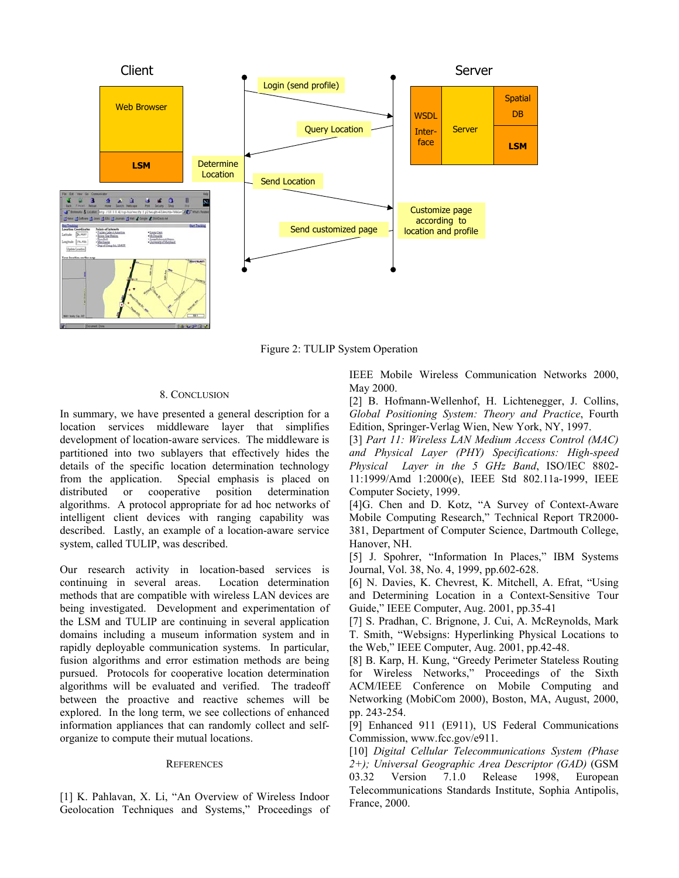Figure 2: TULIP System Operation

## 8. Conclusion

In summary, we have presented a general description for a location services middleware layer that simplifies development of location-aware services. The middleware is partitioned into two sublayers that effectively hides the details of the specific location determination technology from the application. Special emphasis is placed on distributed or cooperative position determination algorithms. A protocol appropriate for ad hoc networks of intelligent client devices with ranging capability was described. Lastly, an example of a location-aware service system, called TULIP, was described.

Our research activity in location-based services is continuing in several areas. Location determination methods that are compatible with wireless LAN devices are being investigated. Development and experimentation of the LSM and TULIP are continuing in several application domains including a museum information system and in rapidly deployable communication systems. In particular, fusion algorithms and error estimation methods are being pursued. Protocols for cooperative location determination algorithms will be evaluated and verified. The tradeoff between the proactive and reactive schemes will be explored. In the long term, we see collections of enhanced information appliances that can randomly collect and self-organize to compute their mutual locations.

## References

[1] K. Pahlavan, X. Li, "An Overview of Wireless Indoor Geolocation Techniques and Systems," Proceedings of IEEE Mobile Wireless Communication Networks 2000, May 2000.

[2] B. Hofmann-Wellenhof, H. Lichtenegger, J. Collins, *Global Positioning System: Theory and Practice*, Fourth Edition, Springer-Verlag Wien, New York, NY, 1997.

[3] *Part 11: Wireless LAN Medium Access Control (MAC) and Physical Layer (PHY) Specifications: High-speed Physical Layer in the 5 GHz Band*, ISO/IEC 8802-11:1999/Amd 1:2000(e), IEEE Std 802.11a-1999, IEEE Computer Society, 1999.

[4]G. Chen and D. Kotz, "A Survey of Context-Aware Mobile Computing Research," Technical Report TR2000-381, Department of Computer Science, Dartmouth College, Hanover, NH.

[5] J. Spohrer, "Information In Places," IBM Systems Journal, Vol. 38, No. 4, 1999, pp.602-628.

[6] N. Davies, K. Chevrest, K. Mitchell, A. Efrat, "Using and Determining Location in a Context-Sensitive Tour Guide," IEEE Computer, Aug. 2001, pp.35-41

[7] S. Pradhan, C. Brignone, J. Cui, A. McReynolds, Mark T. Smith, "Websigns: Hyperlinking Physical Locations to the Web," IEEE Computer, Aug. 2001, pp.42-48.

[8] B. Karp, H. Kung, "Greedy Perimeter Stateless Routing for Wireless Networks," Proceedings of the Sixth ACM/IEEE Conference on Mobile Computing and Networking (MobiCom 2000), Boston, MA, August, 2000, pp. 243-254.

[9] Enhanced 911 (E911), US Federal Communications Commission, www.fcc.gov/e911.

[10] *Digital Cellular Telecommunications System (Phase 2+); Universal Geographic Area Descriptor (GAD)* (GSM 03.32 Version 7.1.0 Release 1998, European Telecommunications Standards Institute, Sophia Antipolis, France, 2000.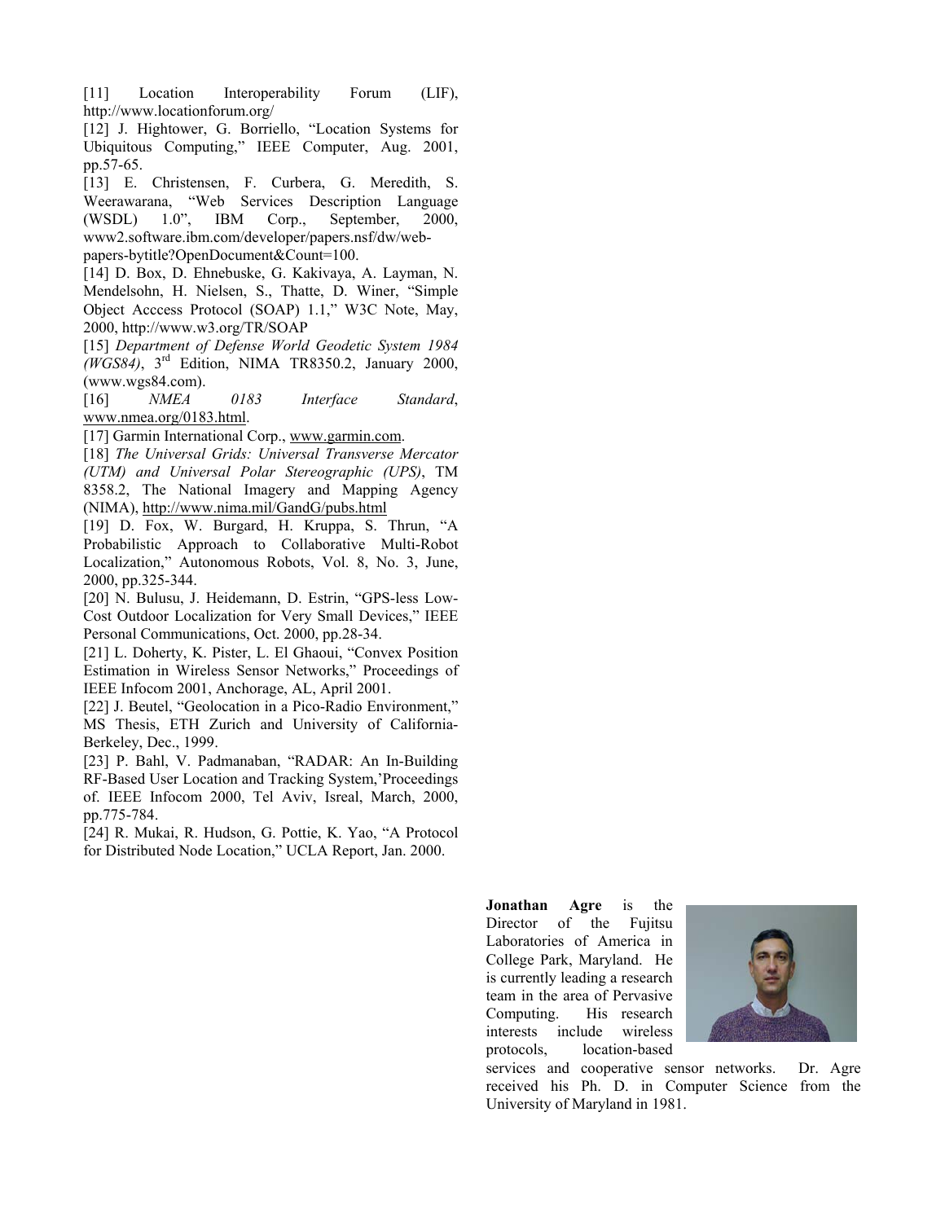[11] Location Interoperability Forum (LIF), http://www.locationforum.org/

[12] J. Hightower, G. Borriello, "Location Systems for Ubiquitous Computing," IEEE Computer, Aug. 2001, pp.57-65.

[13] E. Christensen, F. Curbera, G. Meredith, S. Weerawarana, "Web Services Description Language (WSDL) 1.0", IBM Corp., September, 2000, www2.software.ibm.com/developer/papers.nsf/dw/web-papers-bytitle?OpenDocument&Count=100.

[14] D. Box, D. Ehnebuske, G. Kakivaya, A. Layman, N. Mendelsohn, H. Nielsen, S., Thatte, D. Winer, "Simple Object Acccess Protocol (SOAP) 1.1," W3C Note, May, 2000, http://www.w3.org/TR/SOAP

[15] *Department of Defense World Geodetic System 1984 (WGS84)*, 3rd Edition, NIMA TR8350.2, January 2000, (www.wgs84.com).

[16] *NMEA 0183 Interface Standard*, www.nmea.org/0183.html.

[17] Garmin International Corp., www.garmin.com.

[18] *The Universal Grids: Universal Transverse Mercator (UTM) and Universal Polar Stereographic (UPS)*, TM 8358.2, The National Imagery and Mapping Agency (NIMA), http://www.nima.mil/GandG/pubs.html

[19] D. Fox, W. Burgard, H. Kruppa, S. Thrun, "A Probabilistic Approach to Collaborative Multi-Robot Localization," Autonomous Robots, Vol. 8, No. 3, June, 2000, pp.325-344.

[20] N. Bulusu, J. Heidemann, D. Estrin, "GPS-less Low-Cost Outdoor Localization for Very Small Devices," IEEE Personal Communications, Oct. 2000, pp.28-34.

[21] L. Doherty, K. Pister, L. El Ghaoui, "Convex Position Estimation in Wireless Sensor Networks," Proceedings of IEEE Infocom 2001, Anchorage, AL, April 2001.

[22] J. Beutel, "Geolocation in a Pico-Radio Environment," MS Thesis, ETH Zurich and University of California-Berkeley, Dec., 1999.

[23] P. Bahl, V. Padmanaban, "RADAR: An In-Building RF-Based User Location and Tracking System,'Proceedings of. IEEE Infocom 2000, Tel Aviv, Isreal, March, 2000, pp.775-784.

[24] R. Mukai, R. Hudson, G. Pottie, K. Yao, "A Protocol for Distributed Node Location," UCLA Report, Jan. 2000.

**Jonathan Agre** is the Director of the Fujitsu Laboratories of America in College Park, Maryland. He is currently leading a research team in the area of Pervasive Computing. His research interests include wireless protocols, location-based services and cooperative sensor networks. Dr. Agre received his Ph. D. in Computer Science from the University of Maryland in 1981.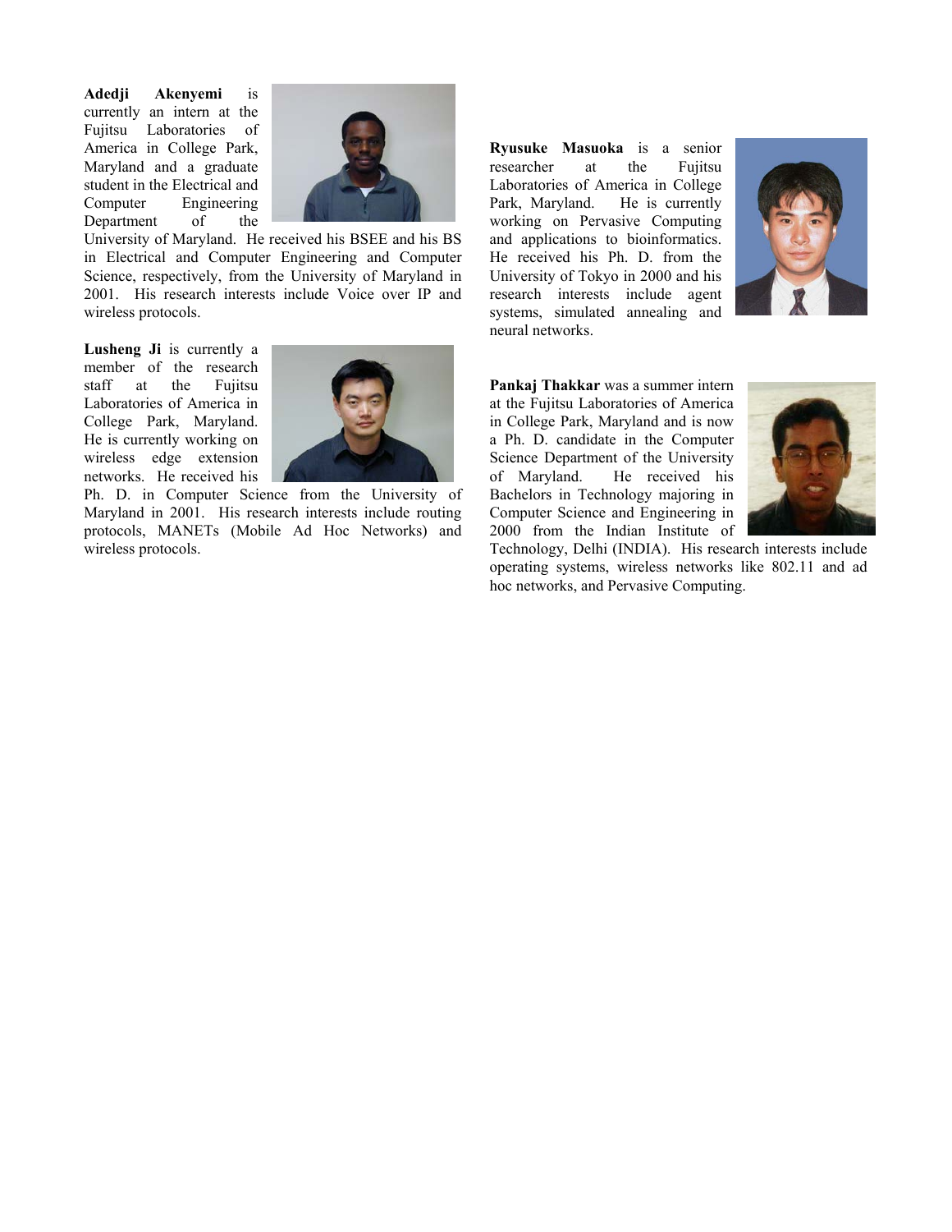**Adedji Akenyemi** is currently an intern at the Fujitsu Laboratories of America in College Park, Maryland and a graduate student in the Electrical and Computer Engineering Department of the University of Maryland. He received his BSEE and his BS in Electrical and Computer Engineering and Computer Science, respectively, from the University of Maryland in 2001. His research interests include Voice over IP and wireless protocols.

**Lusheng Ji** is currently a member of the research staff at the Fujitsu Laboratories of America in College Park, Maryland. He is currently working on wireless edge extension networks. He received his Ph. D. in Computer Science from the University of Maryland in 2001. His research interests include routing protocols, MANETs (Mobile Ad Hoc Networks) and wireless protocols.

**Ryusuke Masuoka** is a senior researcher at the Fujitsu Laboratories of America in College Park, Maryland. He is currently working on Pervasive Computing and applications to bioinformatics. He received his Ph. D. from the University of Tokyo in 2000 and his research interests include agent systems, simulated annealing and neural networks.

**Pankaj Thakkar** was a summer intern at the Fujitsu Laboratories of America in College Park, Maryland and is now a Ph. D. candidate in the Computer Science Department of the University of Maryland. He received his Bachelors in Technology majoring in Computer Science and Engineering in 2000 from the Indian Institute of Technology, Delhi (INDIA). His research interests include operating systems, wireless networks like 802.11 and ad hoc networks, and Pervasive Computing.